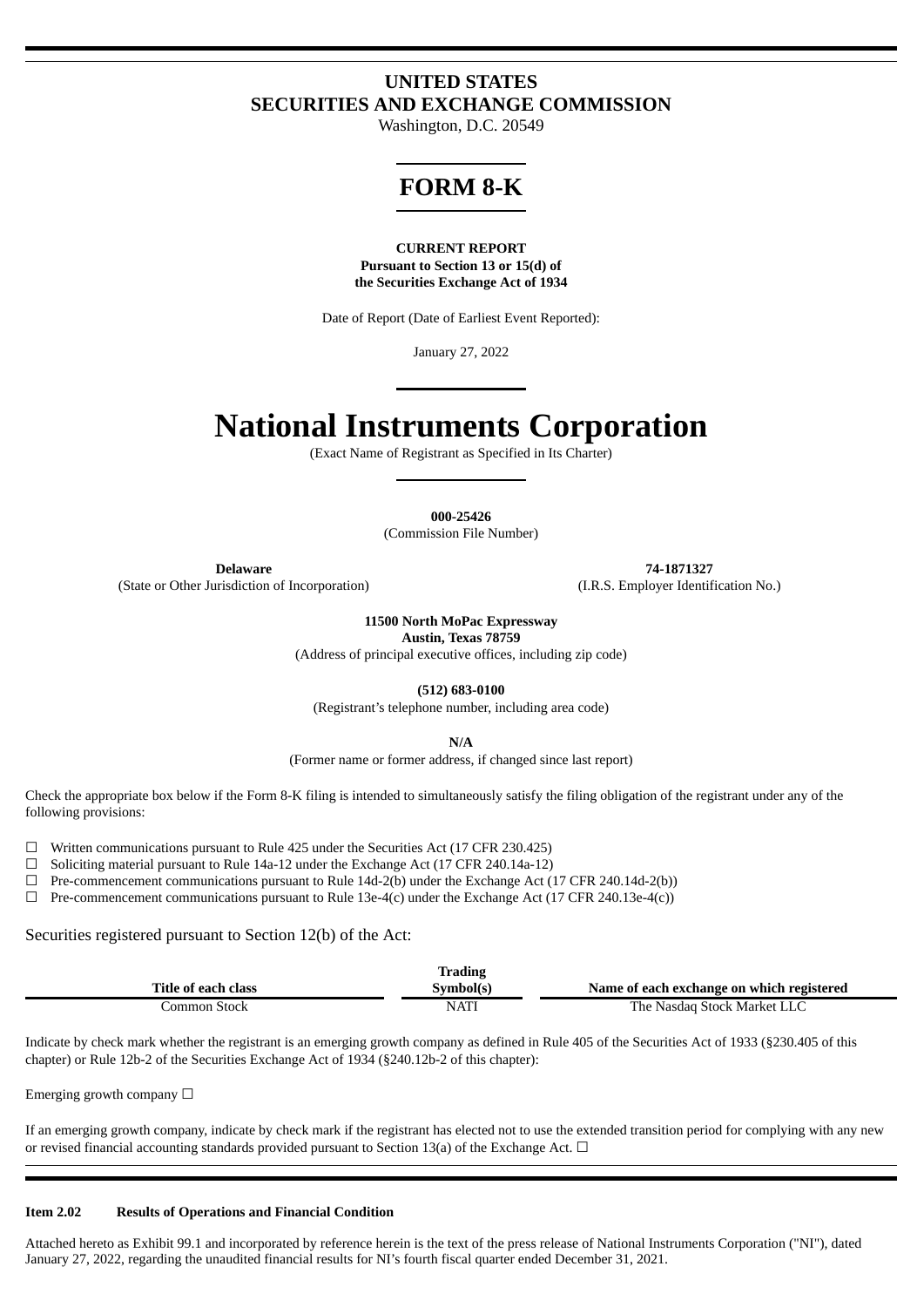# UNITED STATES
# SECURITIES AND EXCHANGE COMMISSION

Washington, D.C. 20549

# FORM 8-K

**CURRENT REPORT**
**Pursuant to Section 13 or 15(d) of**
**the Securities Exchange Act of 1934**

Date of Report (Date of Earliest Event Reported):

January 27, 2022

# National Instruments Corporation

(Exact Name of Registrant as Specified in Its Charter)

**000-25426**
(Commission File Number)

| **Delaware** | **74-1871327** |
|---|---|
| (State or Other Jurisdiction of Incorporation) | (I.R.S. Employer Identification No.) |

**11500 North MoPac Expressway**
**Austin, Texas 78759**
(Address of principal executive offices, including zip code)

**(512) 683-0100**
(Registrant's telephone number, including area code)

**N/A**
(Former name or former address, if changed since last report)

Check the appropriate box below if the Form 8-K filing is intended to simultaneously satisfy the filing obligation of the registrant under any of the following provisions:

☐ Written communications pursuant to Rule 425 under the Securities Act (17 CFR 230.425)
☐ Soliciting material pursuant to Rule 14a-12 under the Exchange Act (17 CFR 240.14a-12)
☐ Pre-commencement communications pursuant to Rule 14d-2(b) under the Exchange Act (17 CFR 240.14d-2(b))
☐ Pre-commencement communications pursuant to Rule 13e-4(c) under the Exchange Act (17 CFR 240.13e-4(c))

Securities registered pursuant to Section 12(b) of the Act:

| Title of each class | Trading Symbol(s) | Name of each exchange on which registered |
|---|---|---|
| Common Stock | NATI | The Nasdaq Stock Market LLC |

Indicate by check mark whether the registrant is an emerging growth company as defined in Rule 405 of the Securities Act of 1933 (§230.405 of this chapter) or Rule 12b-2 of the Securities Exchange Act of 1934 (§240.12b-2 of this chapter):

Emerging growth company ☐

If an emerging growth company, indicate by check mark if the registrant has elected not to use the extended transition period for complying with any new or revised financial accounting standards provided pursuant to Section 13(a) of the Exchange Act. ☐

**Item 2.02 Results of Operations and Financial Condition**

Attached hereto as Exhibit 99.1 and incorporated by reference herein is the text of the press release of National Instruments Corporation ("NI"), dated January 27, 2022, regarding the unaudited financial results for NI's fourth fiscal quarter ended December 31, 2021.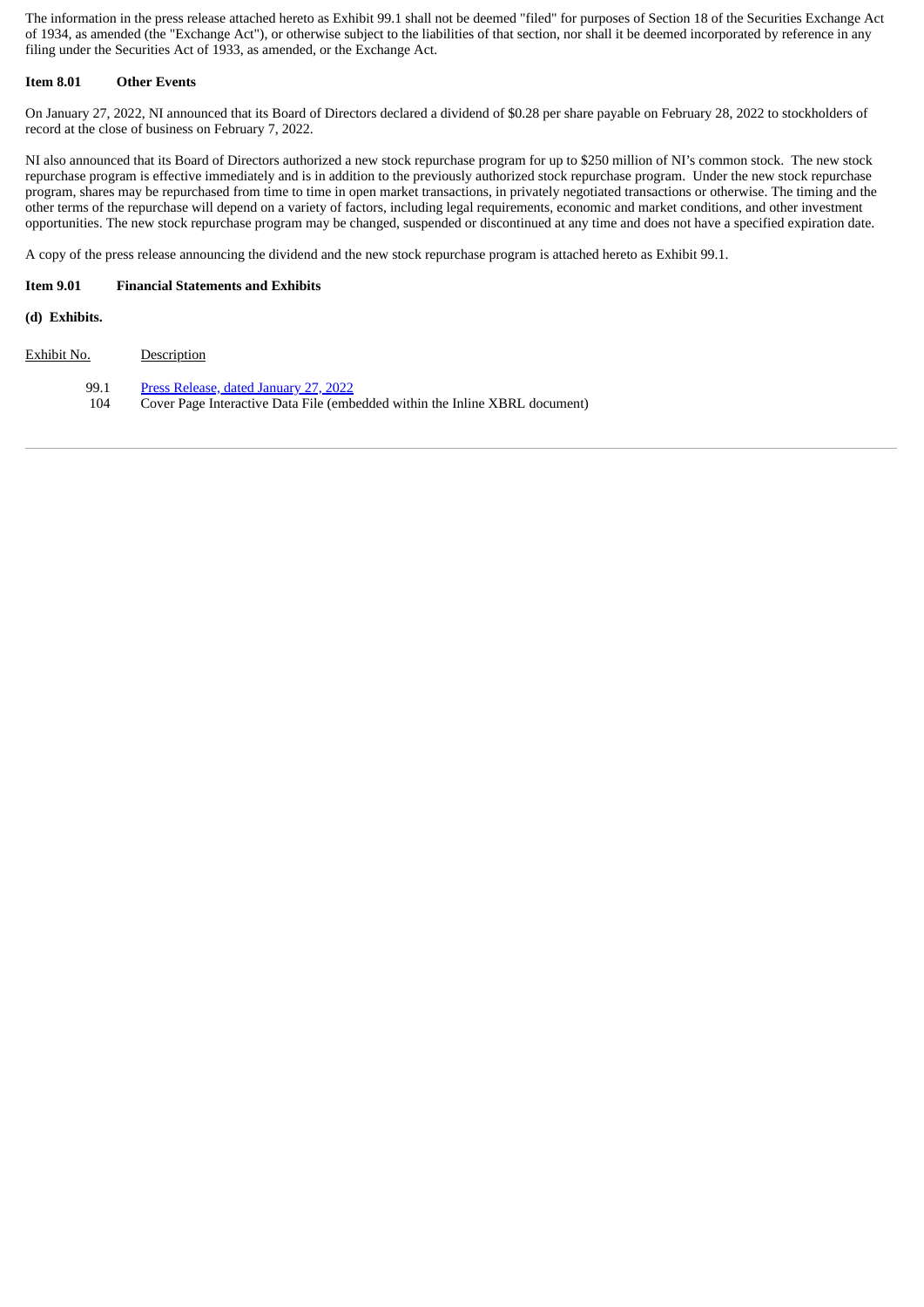The information in the press release attached hereto as Exhibit 99.1 shall not be deemed "filed" for purposes of Section 18 of the Securities Exchange Act of 1934, as amended (the "Exchange Act"), or otherwise subject to the liabilities of that section, nor shall it be deemed incorporated by reference in any filing under the Securities Act of 1933, as amended, or the Exchange Act.

**Item 8.01 Other Events**

On January 27, 2022, NI announced that its Board of Directors declared a dividend of $0.28 per share payable on February 28, 2022 to stockholders of record at the close of business on February 7, 2022.

NI also announced that its Board of Directors authorized a new stock repurchase program for up to $250 million of NI's common stock. The new stock repurchase program is effective immediately and is in addition to the previously authorized stock repurchase program. Under the new stock repurchase program, shares may be repurchased from time to time in open market transactions, in privately negotiated transactions or otherwise. The timing and the other terms of the repurchase will depend on a variety of factors, including legal requirements, economic and market conditions, and other investment opportunities. The new stock repurchase program may be changed, suspended or discontinued at any time and does not have a specified expiration date.

A copy of the press release announcing the dividend and the new stock repurchase program is attached hereto as Exhibit 99.1.

**Item 9.01 Financial Statements and Exhibits**

**(d) Exhibits.**

| Exhibit No. | Description |
| --- | --- |
| 99.1 | Press Release, dated January 27, 2022 |
| 104 | Cover Page Interactive Data File (embedded within the Inline XBRL document) |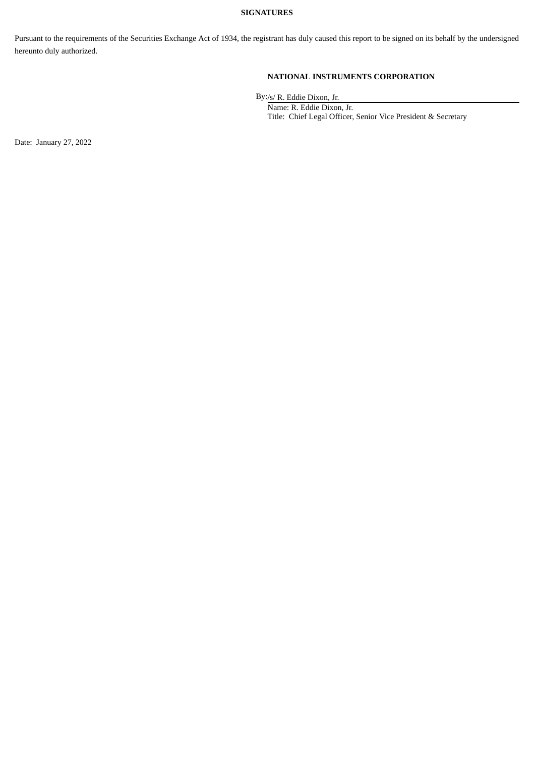**SIGNATURES**

Pursuant to the requirements of the Securities Exchange Act of 1934, the registrant has duly caused this report to be signed on its behalf by the undersigned hereunto duly authorized.

**NATIONAL INSTRUMENTS CORPORATION**

By: /s/ R. Eddie Dixon, Jr.

Name: R. Eddie Dixon, Jr.

Title: Chief Legal Officer, Senior Vice President & Secretary

Date: January 27, 2022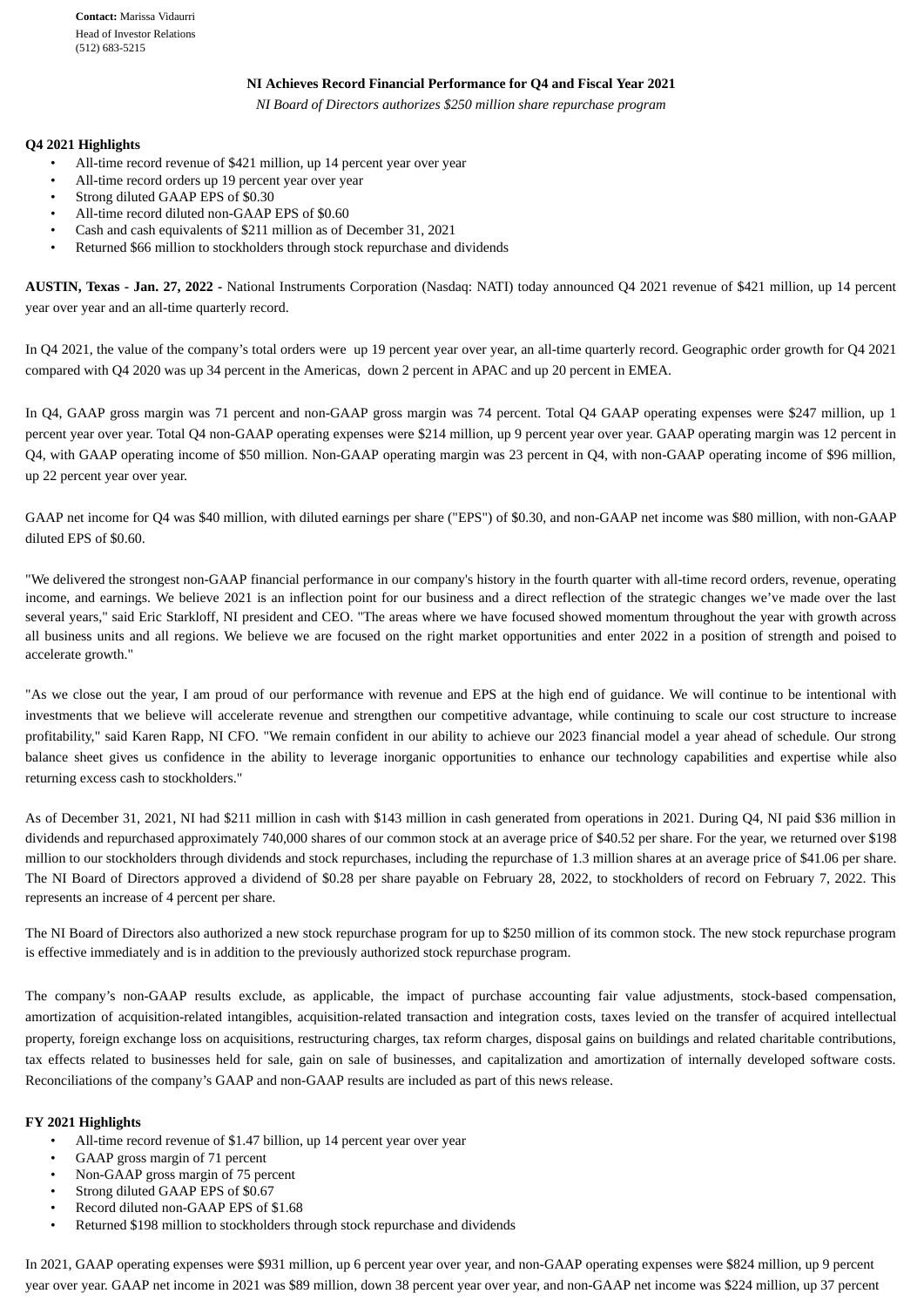**Contact:** Marissa Vidaurri
Head of Investor Relations
(512) 683-5215

## NI Achieves Record Financial Performance for Q4 and Fiscal Year 2021

*NI Board of Directors authorizes $250 million share repurchase program*

### Q4 2021 Highlights

- All-time record revenue of $421 million, up 14 percent year over year
- All-time record orders up 19 percent year over year
- Strong diluted GAAP EPS of $0.30
- All-time record diluted non-GAAP EPS of $0.60
- Cash and cash equivalents of $211 million as of December 31, 2021
- Returned $66 million to stockholders through stock repurchase and dividends

**AUSTIN, Texas - Jan. 27, 2022 -** National Instruments Corporation (Nasdaq: NATI) today announced Q4 2021 revenue of $421 million, up 14 percent year over year and an all-time quarterly record.

In Q4 2021, the value of the company's total orders were up 19 percent year over year, an all-time quarterly record. Geographic order growth for Q4 2021 compared with Q4 2020 was up 34 percent in the Americas, down 2 percent in APAC and up 20 percent in EMEA.

In Q4, GAAP gross margin was 71 percent and non-GAAP gross margin was 74 percent. Total Q4 GAAP operating expenses were $247 million, up 1 percent year over year. Total Q4 non-GAAP operating expenses were $214 million, up 9 percent year over year. GAAP operating margin was 12 percent in Q4, with GAAP operating income of $50 million. Non-GAAP operating margin was 23 percent in Q4, with non-GAAP operating income of $96 million, up 22 percent year over year.

GAAP net income for Q4 was $40 million, with diluted earnings per share ("EPS") of $0.30, and non-GAAP net income was $80 million, with non-GAAP diluted EPS of $0.60.

"We delivered the strongest non-GAAP financial performance in our company's history in the fourth quarter with all-time record orders, revenue, operating income, and earnings. We believe 2021 is an inflection point for our business and a direct reflection of the strategic changes we've made over the last several years," said Eric Starkloff, NI president and CEO. "The areas where we have focused showed momentum throughout the year with growth across all business units and all regions. We believe we are focused on the right market opportunities and enter 2022 in a position of strength and poised to accelerate growth."

"As we close out the year, I am proud of our performance with revenue and EPS at the high end of guidance. We will continue to be intentional with investments that we believe will accelerate revenue and strengthen our competitive advantage, while continuing to scale our cost structure to increase profitability," said Karen Rapp, NI CFO. "We remain confident in our ability to achieve our 2023 financial model a year ahead of schedule. Our strong balance sheet gives us confidence in the ability to leverage inorganic opportunities to enhance our technology capabilities and expertise while also returning excess cash to stockholders."

As of December 31, 2021, NI had $211 million in cash with $143 million in cash generated from operations in 2021. During Q4, NI paid $36 million in dividends and repurchased approximately 740,000 shares of our common stock at an average price of $40.52 per share. For the year, we returned over $198 million to our stockholders through dividends and stock repurchases, including the repurchase of 1.3 million shares at an average price of $41.06 per share. The NI Board of Directors approved a dividend of $0.28 per share payable on February 28, 2022, to stockholders of record on February 7, 2022. This represents an increase of 4 percent per share.

The NI Board of Directors also authorized a new stock repurchase program for up to $250 million of its common stock. The new stock repurchase program is effective immediately and is in addition to the previously authorized stock repurchase program.

The company's non-GAAP results exclude, as applicable, the impact of purchase accounting fair value adjustments, stock-based compensation, amortization of acquisition-related intangibles, acquisition-related transaction and integration costs, taxes levied on the transfer of acquired intellectual property, foreign exchange loss on acquisitions, restructuring charges, tax reform charges, disposal gains on buildings and related charitable contributions, tax effects related to businesses held for sale, gain on sale of businesses, and capitalization and amortization of internally developed software costs. Reconciliations of the company's GAAP and non-GAAP results are included as part of this news release.

### FY 2021 Highlights

- All-time record revenue of $1.47 billion, up 14 percent year over year
- GAAP gross margin of 71 percent
- Non-GAAP gross margin of 75 percent
- Strong diluted GAAP EPS of $0.67
- Record diluted non-GAAP EPS of $1.68
- Returned $198 million to stockholders through stock repurchase and dividends

In 2021, GAAP operating expenses were $931 million, up 6 percent year over year, and non-GAAP operating expenses were $824 million, up 9 percent year over year. GAAP net income in 2021 was $89 million, down 38 percent year over year, and non-GAAP net income was $224 million, up 37 percent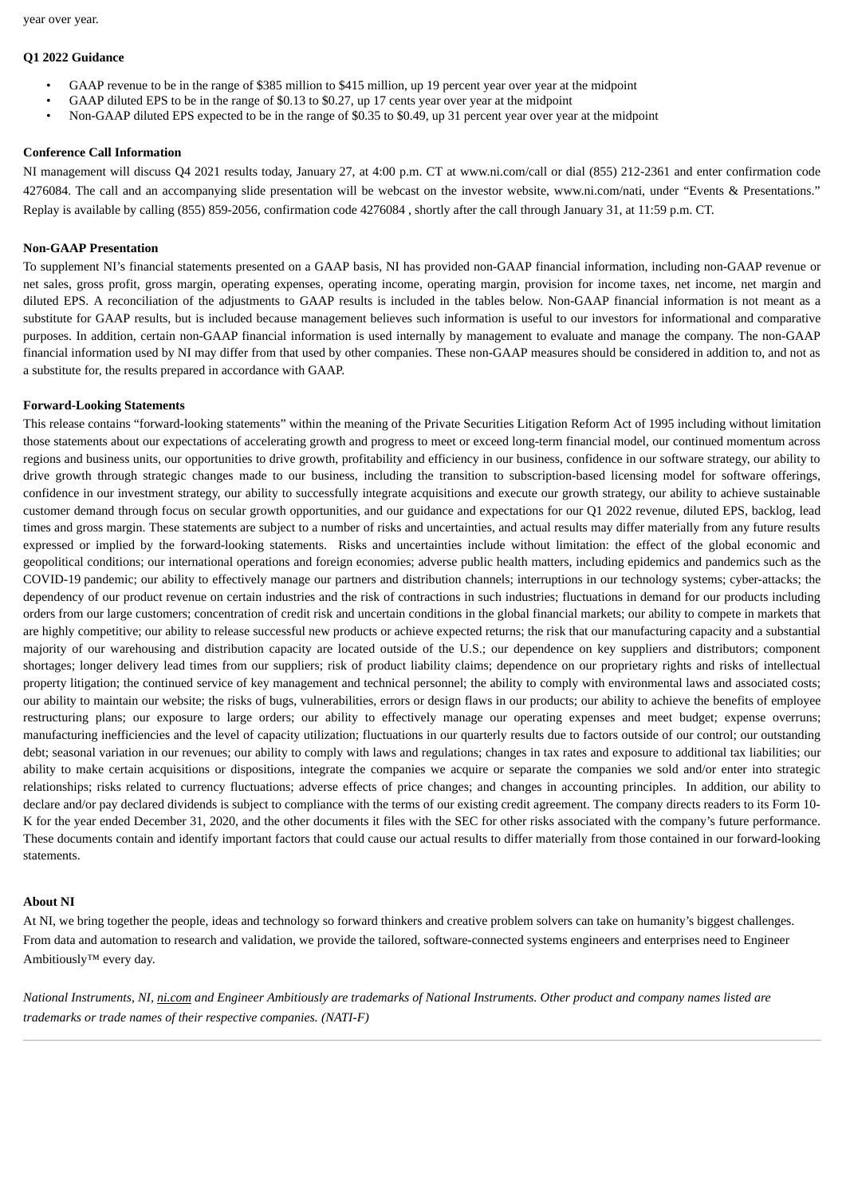year over year.

**Q1 2022 Guidance**

- GAAP revenue to be in the range of $385 million to $415 million, up 19 percent year over year at the midpoint
- GAAP diluted EPS to be in the range of $0.13 to $0.27, up 17 cents year over year at the midpoint
- Non-GAAP diluted EPS expected to be in the range of $0.35 to $0.49, up 31 percent year over year at the midpoint

**Conference Call Information**

NI management will discuss Q4 2021 results today, January 27, at 4:00 p.m. CT at www.ni.com/call or dial (855) 212-2361 and enter confirmation code 4276084. The call and an accompanying slide presentation will be webcast on the investor website, www.ni.com/nati, under "Events & Presentations." Replay is available by calling (855) 859-2056, confirmation code 4276084 , shortly after the call through January 31, at 11:59 p.m. CT.

**Non-GAAP Presentation**

To supplement NI's financial statements presented on a GAAP basis, NI has provided non-GAAP financial information, including non-GAAP revenue or net sales, gross profit, gross margin, operating expenses, operating income, operating margin, provision for income taxes, net income, net margin and diluted EPS. A reconciliation of the adjustments to GAAP results is included in the tables below. Non-GAAP financial information is not meant as a substitute for GAAP results, but is included because management believes such information is useful to our investors for informational and comparative purposes. In addition, certain non-GAAP financial information is used internally by management to evaluate and manage the company. The non-GAAP financial information used by NI may differ from that used by other companies. These non-GAAP measures should be considered in addition to, and not as a substitute for, the results prepared in accordance with GAAP.

**Forward-Looking Statements**

This release contains "forward-looking statements" within the meaning of the Private Securities Litigation Reform Act of 1995 including without limitation those statements about our expectations of accelerating growth and progress to meet or exceed long-term financial model, our continued momentum across regions and business units, our opportunities to drive growth, profitability and efficiency in our business, confidence in our software strategy, our ability to drive growth through strategic changes made to our business, including the transition to subscription-based licensing model for software offerings, confidence in our investment strategy, our ability to successfully integrate acquisitions and execute our growth strategy, our ability to achieve sustainable customer demand through focus on secular growth opportunities, and our guidance and expectations for our Q1 2022 revenue, diluted EPS, backlog, lead times and gross margin. These statements are subject to a number of risks and uncertainties, and actual results may differ materially from any future results expressed or implied by the forward-looking statements. Risks and uncertainties include without limitation: the effect of the global economic and geopolitical conditions; our international operations and foreign economies; adverse public health matters, including epidemics and pandemics such as the COVID-19 pandemic; our ability to effectively manage our partners and distribution channels; interruptions in our technology systems; cyber-attacks; the dependency of our product revenue on certain industries and the risk of contractions in such industries; fluctuations in demand for our products including orders from our large customers; concentration of credit risk and uncertain conditions in the global financial markets; our ability to compete in markets that are highly competitive; our ability to release successful new products or achieve expected returns; the risk that our manufacturing capacity and a substantial majority of our warehousing and distribution capacity are located outside of the U.S.; our dependence on key suppliers and distributors; component shortages; longer delivery lead times from our suppliers; risk of product liability claims; dependence on our proprietary rights and risks of intellectual property litigation; the continued service of key management and technical personnel; the ability to comply with environmental laws and associated costs; our ability to maintain our website; the risks of bugs, vulnerabilities, errors or design flaws in our products; our ability to achieve the benefits of employee restructuring plans; our exposure to large orders; our ability to effectively manage our operating expenses and meet budget; expense overruns; manufacturing inefficiencies and the level of capacity utilization; fluctuations in our quarterly results due to factors outside of our control; our outstanding debt; seasonal variation in our revenues; our ability to comply with laws and regulations; changes in tax rates and exposure to additional tax liabilities; our ability to make certain acquisitions or dispositions, integrate the companies we acquire or separate the companies we sold and/or enter into strategic relationships; risks related to currency fluctuations; adverse effects of price changes; and changes in accounting principles. In addition, our ability to declare and/or pay declared dividends is subject to compliance with the terms of our existing credit agreement. The company directs readers to its Form 10-K for the year ended December 31, 2020, and the other documents it files with the SEC for other risks associated with the company's future performance. These documents contain and identify important factors that could cause our actual results to differ materially from those contained in our forward-looking statements.

**About NI**

At NI, we bring together the people, ideas and technology so forward thinkers and creative problem solvers can take on humanity's biggest challenges. From data and automation to research and validation, we provide the tailored, software-connected systems engineers and enterprises need to Engineer Ambitiously™ every day.

*National Instruments, NI, ni.com and Engineer Ambitiously are trademarks of National Instruments. Other product and company names listed are trademarks or trade names of their respective companies. (NATI-F)*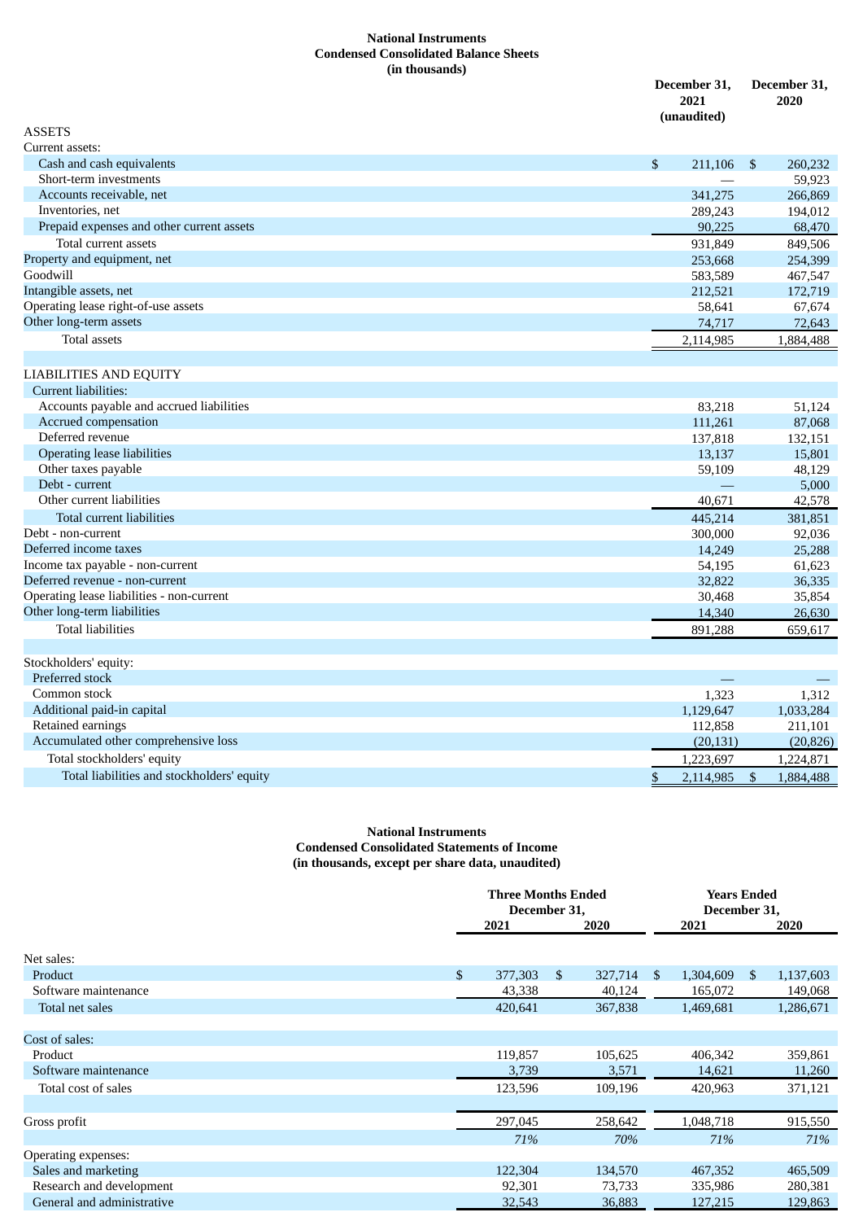**National Instruments**
**Condensed Consolidated Balance Sheets**
**(in thousands)**

| | December 31, 2021 (unaudited) | December 31, 2020 |
|---|---|---|
| ASSETS | | |
| Current assets: | | |
| Cash and cash equivalents | $ 211,106 | $ 260,232 |
| Short-term investments | — | 59,923 |
| Accounts receivable, net | 341,275 | 266,869 |
| Inventories, net | 289,243 | 194,012 |
| Prepaid expenses and other current assets | 90,225 | 68,470 |
| Total current assets | 931,849 | 849,506 |
| Property and equipment, net | 253,668 | 254,399 |
| Goodwill | 583,589 | 467,547 |
| Intangible assets, net | 212,521 | 172,719 |
| Operating lease right-of-use assets | 58,641 | 67,674 |
| Other long-term assets | 74,717 | 72,643 |
| Total assets | 2,114,985 | 1,884,488 |
| | | |
| LIABILITIES AND EQUITY | | |
| Current liabilities: | | |
| Accounts payable and accrued liabilities | 83,218 | 51,124 |
| Accrued compensation | 111,261 | 87,068 |
| Deferred revenue | 137,818 | 132,151 |
| Operating lease liabilities | 13,137 | 15,801 |
| Other taxes payable | 59,109 | 48,129 |
| Debt - current | — | 5,000 |
| Other current liabilities | 40,671 | 42,578 |
| Total current liabilities | 445,214 | 381,851 |
| Debt - non-current | 300,000 | 92,036 |
| Deferred income taxes | 14,249 | 25,288 |
| Income tax payable - non-current | 54,195 | 61,623 |
| Deferred revenue - non-current | 32,822 | 36,335 |
| Operating lease liabilities - non-current | 30,468 | 35,854 |
| Other long-term liabilities | 14,340 | 26,630 |
| Total liabilities | 891,288 | 659,617 |
| | | |
| Stockholders' equity: | | |
| Preferred stock | — | — |
| Common stock | 1,323 | 1,312 |
| Additional paid-in capital | 1,129,647 | 1,033,284 |
| Retained earnings | 112,858 | 211,101 |
| Accumulated other comprehensive loss | (20,131) | (20,826) |
| Total stockholders' equity | 1,223,697 | 1,224,871 |
| Total liabilities and stockholders' equity | $ 2,114,985 | $ 1,884,488 |

**National Instruments**
**Condensed Consolidated Statements of Income**
**(in thousands, except per share data, unaudited)**

| | Three Months Ended December 31, | | Years Ended December 31, | |
|---|---|---|---|---|
| | 2021 | 2020 | 2021 | 2020 |
| Net sales: | | | | |
| Product | $ 377,303 | $ 327,714 | $ 1,304,609 | $ 1,137,603 |
| Software maintenance | 43,338 | 40,124 | 165,072 | 149,068 |
| Total net sales | 420,641 | 367,838 | 1,469,681 | 1,286,671 |
| | | | | |
| Cost of sales: | | | | |
| Product | 119,857 | 105,625 | 406,342 | 359,861 |
| Software maintenance | 3,739 | 3,571 | 14,621 | 11,260 |
| Total cost of sales | 123,596 | 109,196 | 420,963 | 371,121 |
| | | | | |
| Gross profit | 297,045 | 258,642 | 1,048,718 | 915,550 |
| | *71%* | *70%* | *71%* | *71%* |
| Operating expenses: | | | | |
| Sales and marketing | 122,304 | 134,570 | 467,352 | 465,509 |
| Research and development | 92,301 | 73,733 | 335,986 | 280,381 |
| General and administrative | 32,543 | 36,883 | 127,215 | 129,863 |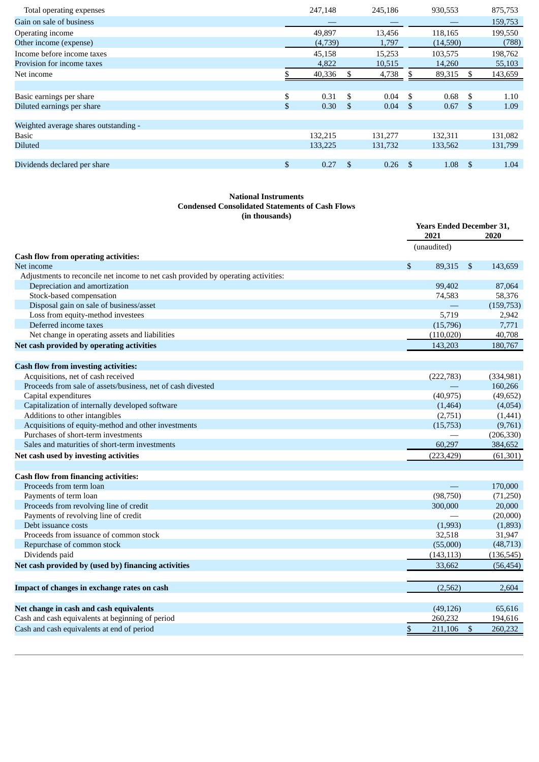| | | | | |
|---|---|---|---|---|
| Total operating expenses | 247,148 | 245,186 | 930,553 | 875,753 |
| Gain on sale of business | — | — | — | 159,753 |
| Operating income | 49,897 | 13,456 | 118,165 | 199,550 |
| Other income (expense) | (4,739) | 1,797 | (14,590) | (788) |
| Income before income taxes | 45,158 | 15,253 | 103,575 | 198,762 |
| Provision for income taxes | 4,822 | 10,515 | 14,260 | 55,103 |
| Net income | $ 40,336 | $ 4,738 | $ 89,315 | $ 143,659 |
| | | | | |
| Basic earnings per share | $ 0.31 | $ 0.04 | $ 0.68 | $ 1.10 |
| Diluted earnings per share | $ 0.30 | $ 0.04 | $ 0.67 | $ 1.09 |
| | | | | |
| Weighted average shares outstanding - | | | | |
| Basic | 132,215 | 131,277 | 132,311 | 131,082 |
| Diluted | 133,225 | 131,732 | 133,562 | 131,799 |
| | | | | |
| Dividends declared per share | $ 0.27 | $ 0.26 | $ 1.08 | $ 1.04 |

**National Instruments**
**Condensed Consolidated Statements of Cash Flows**
**(in thousands)**

| | Years Ended December 31, | |
|---|---|---|
| | 2021 | 2020 |
| | (unaudited) | |
| **Cash flow from operating activities:** | | |
| Net income | $ 89,315 | $ 143,659 |
| Adjustments to reconcile net income to net cash provided by operating activities: | | |
| Depreciation and amortization | 99,402 | 87,064 |
| Stock-based compensation | 74,583 | 58,376 |
| Disposal gain on sale of business/asset | — | (159,753) |
| Loss from equity-method investees | 5,719 | 2,942 |
| Deferred income taxes | (15,796) | 7,771 |
| Net change in operating assets and liabilities | (110,020) | 40,708 |
| **Net cash provided by operating activities** | 143,203 | 180,767 |
| | | |
| **Cash flow from investing activities:** | | |
| Acquisitions, net of cash received | (222,783) | (334,981) |
| Proceeds from sale of assets/business, net of cash divested | — | 160,266 |
| Capital expenditures | (40,975) | (49,652) |
| Capitalization of internally developed software | (1,464) | (4,054) |
| Additions to other intangibles | (2,751) | (1,441) |
| Acquisitions of equity-method and other investments | (15,753) | (9,761) |
| Purchases of short-term investments | — | (206,330) |
| Sales and maturities of short-term investments | 60,297 | 384,652 |
| **Net cash used by investing activities** | (223,429) | (61,301) |
| | | |
| **Cash flow from financing activities:** | | |
| Proceeds from term loan | — | 170,000 |
| Payments of term loan | (98,750) | (71,250) |
| Proceeds from revolving line of credit | 300,000 | 20,000 |
| Payments of revolving line of credit | — | (20,000) |
| Debt issuance costs | (1,993) | (1,893) |
| Proceeds from issuance of common stock | 32,518 | 31,947 |
| Repurchase of common stock | (55,000) | (48,713) |
| Dividends paid | (143,113) | (136,545) |
| **Net cash provided by (used by) financing activities** | 33,662 | (56,454) |
| | | |
| **Impact of changes in exchange rates on cash** | (2,562) | 2,604 |
| | | |
| **Net change in cash and cash equivalents** | (49,126) | 65,616 |
| Cash and cash equivalents at beginning of period | 260,232 | 194,616 |
| Cash and cash equivalents at end of period | $ 211,106 | $ 260,232 |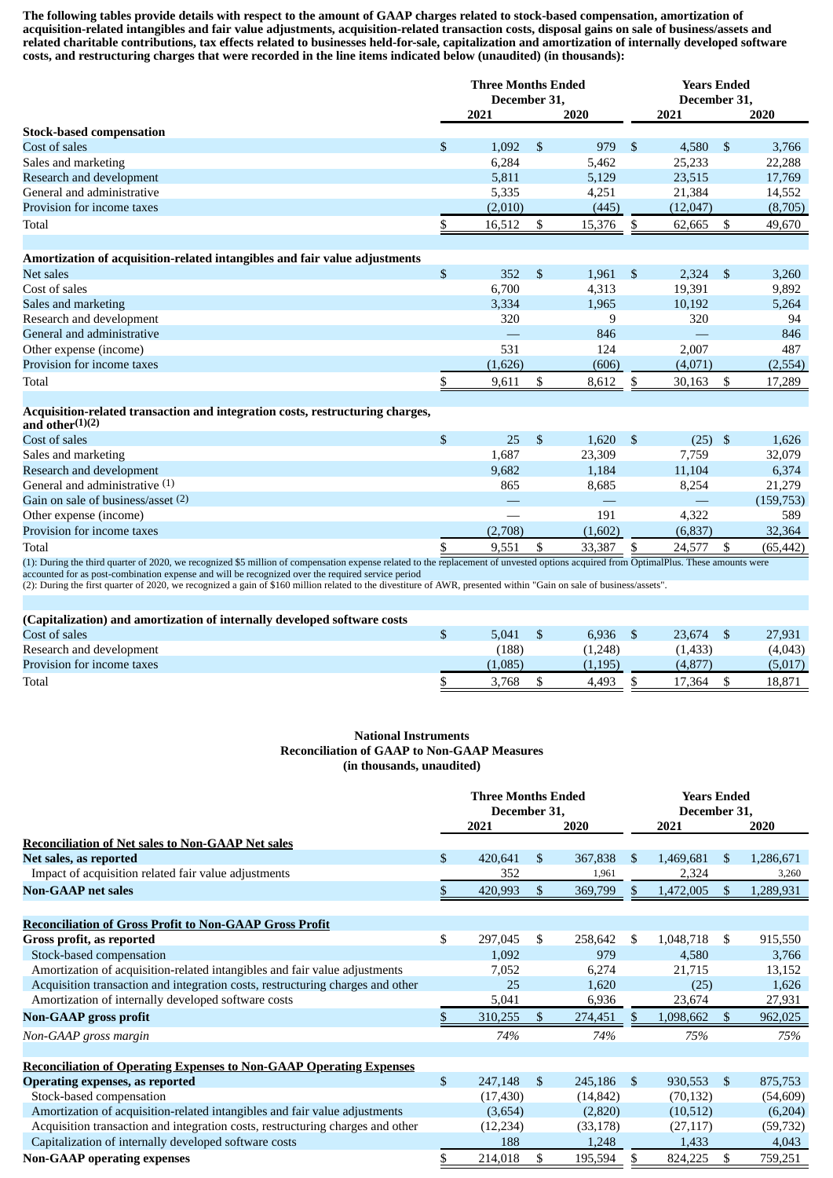**The following tables provide details with respect to the amount of GAAP charges related to stock-based compensation, amortization of acquisition-related intangibles and fair value adjustments, acquisition-related transaction costs, disposal gains on sale of business/assets and related charitable contributions, tax effects related to businesses held-for-sale, capitalization and amortization of internally developed software costs, and restructuring charges that were recorded in the line items indicated below (unaudited) (in thousands):**

| | Three Months Ended December 31, | | Years Ended December 31, | |
|---|---|---|---|---|
| | 2021 | 2020 | 2021 | 2020 |
| **Stock-based compensation** | | | | |
| Cost of sales | $ 1,092 | $ 979 | $ 4,580 | $ 3,766 |
| Sales and marketing | 6,284 | 5,462 | 25,233 | 22,288 |
| Research and development | 5,811 | 5,129 | 23,515 | 17,769 |
| General and administrative | 5,335 | 4,251 | 21,384 | 14,552 |
| Provision for income taxes | (2,010) | (445) | (12,047) | (8,705) |
| Total | $ 16,512 | $ 15,376 | $ 62,665 | $ 49,670 |
| | | | | |
| **Amortization of acquisition-related intangibles and fair value adjustments** | | | | |
| Net sales | $ 352 | $ 1,961 | $ 2,324 | $ 3,260 |
| Cost of sales | 6,700 | 4,313 | 19,391 | 9,892 |
| Sales and marketing | 3,334 | 1,965 | 10,192 | 5,264 |
| Research and development | 320 | 9 | 320 | 94 |
| General and administrative | — | 846 | — | 846 |
| Other expense (income) | 531 | 124 | 2,007 | 487 |
| Provision for income taxes | (1,626) | (606) | (4,071) | (2,554) |
| Total | $ 9,611 | $ 8,612 | $ 30,163 | $ 17,289 |
| | | | | |
| **Acquisition-related transaction and integration costs, restructuring charges, and other(1)(2)** | | | | |
| Cost of sales | $ 25 | $ 1,620 | $ (25) | $ 1,626 |
| Sales and marketing | 1,687 | 23,309 | 7,759 | 32,079 |
| Research and development | 9,682 | 1,184 | 11,104 | 6,374 |
| General and administrative (1) | 865 | 8,685 | 8,254 | 21,279 |
| Gain on sale of business/asset (2) | — | — | — | (159,753) |
| Other expense (income) | — | 191 | 4,322 | 589 |
| Provision for income taxes | (2,708) | (1,602) | (6,837) | 32,364 |
| Total | $ 9,551 | $ 33,387 | $ 24,577 | $ (65,442) |

(1): During the third quarter of 2020, we recognized $5 million of compensation expense related to the replacement of unvested options acquired from OptimalPlus. These amounts were accounted for as post-combination expense and will be recognized over the required service period

(2): During the first quarter of 2020, we recognized a gain of $160 million related to the divestiture of AWR, presented within "Gain on sale of business/assets".

| | Three Months Ended December 31, | | Years Ended December 31, | |
|---|---|---|---|---|
| | 2021 | 2020 | 2021 | 2020 |
| **(Capitalization) and amortization of internally developed software costs** | | | | |
| Cost of sales | $ 5,041 | $ 6,936 | $ 23,674 | $ 27,931 |
| Research and development | (188) | (1,248) | (1,433) | (4,043) |
| Provision for income taxes | (1,085) | (1,195) | (4,877) | (5,017) |
| Total | $ 3,768 | $ 4,493 | $ 17,364 | $ 18,871 |

**National Instruments**
**Reconciliation of GAAP to Non-GAAP Measures**
**(in thousands, unaudited)**

| | Three Months Ended December 31, | | Years Ended December 31, | |
|---|---|---|---|---|
| | 2021 | 2020 | 2021 | 2020 |
| **Reconciliation of Net sales to Non-GAAP Net sales** | | | | |
| **Net sales, as reported** | $ 420,641 | $ 367,838 | $ 1,469,681 | $ 1,286,671 |
| Impact of acquisition related fair value adjustments | 352 | 1,961 | 2,324 | 3,260 |
| **Non-GAAP net sales** | $ 420,993 | $ 369,799 | $ 1,472,005 | $ 1,289,931 |
| | | | | |
| **Reconciliation of Gross Profit to Non-GAAP Gross Profit** | | | | |
| **Gross profit, as reported** | $ 297,045 | $ 258,642 | $ 1,048,718 | $ 915,550 |
| Stock-based compensation | 1,092 | 979 | 4,580 | 3,766 |
| Amortization of acquisition-related intangibles and fair value adjustments | 7,052 | 6,274 | 21,715 | 13,152 |
| Acquisition transaction and integration costs, restructuring charges and other | 25 | 1,620 | (25) | 1,626 |
| Amortization of internally developed software costs | 5,041 | 6,936 | 23,674 | 27,931 |
| **Non-GAAP gross profit** | $ 310,255 | $ 274,451 | $ 1,098,662 | $ 962,025 |
| *Non-GAAP gross margin* | *74%* | *74%* | *75%* | *75%* |
| | | | | |
| **Reconciliation of Operating Expenses to Non-GAAP Operating Expenses** | | | | |
| **Operating expenses, as reported** | $ 247,148 | $ 245,186 | $ 930,553 | $ 875,753 |
| Stock-based compensation | (17,430) | (14,842) | (70,132) | (54,609) |
| Amortization of acquisition-related intangibles and fair value adjustments | (3,654) | (2,820) | (10,512) | (6,204) |
| Acquisition transaction and integration costs, restructuring charges and other | (12,234) | (33,178) | (27,117) | (59,732) |
| Capitalization of internally developed software costs | 188 | 1,248 | 1,433 | 4,043 |
| **Non-GAAP operating expenses** | $ 214,018 | $ 195,594 | $ 824,225 | $ 759,251 |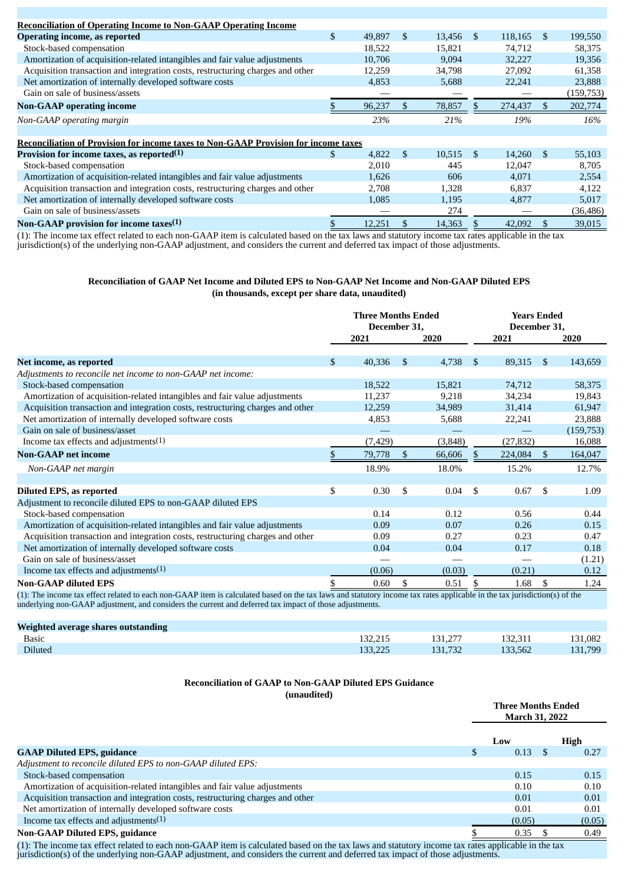| | Three Months Ended December 31, 2021 | Three Months Ended December 31, 2020 | Years Ended December 31, 2021 | Years Ended December 31, 2020 |
|---|---|---|---|---|
| **Reconciliation of Operating Income to Non-GAAP Operating Income** | | | | |
| **Operating income, as reported** | $ 49,897 | $ 13,456 | $ 118,165 | $ 199,550 |
| Stock-based compensation | 18,522 | 15,821 | 74,712 | 58,375 |
| Amortization of acquisition-related intangibles and fair value adjustments | 10,706 | 9,094 | 32,227 | 19,356 |
| Acquisition transaction and integration costs, restructuring charges and other | 12,259 | 34,798 | 27,092 | 61,358 |
| Net amortization of internally developed software costs | 4,853 | 5,688 | 22,241 | 23,888 |
| Gain on sale of business/assets | — | — | — | (159,753) |
| **Non-GAAP operating income** | $ 96,237 | $ 78,857 | $ 274,437 | $ 202,774 |
| *Non-GAAP operating margin* | *23%* | *21%* | *19%* | *16%* |
| | | | | |
| **Reconciliation of Provision for income taxes to Non-GAAP Provision for income taxes** | | | | |
| **Provision for income taxes, as reported[(1)]** | $ 4,822 | $ 10,515 | $ 14,260 | $ 55,103 |
| Stock-based compensation | 2,010 | 445 | 12,047 | 8,705 |
| Amortization of acquisition-related intangibles and fair value adjustments | 1,626 | 606 | 4,071 | 2,554 |
| Acquisition transaction and integration costs, restructuring charges and other | 2,708 | 1,328 | 6,837 | 4,122 |
| Net amortization of internally developed software costs | 1,085 | 1,195 | 4,877 | 5,017 |
| Gain on sale of business/assets | — | 274 | — | (36,486) |
| **Non-GAAP provision for income taxes[(1)]** | $ 12,251 | $ 14,363 | $ 42,092 | $ 39,015 |

(1): The income tax effect related to each non-GAAP item is calculated based on the tax laws and statutory income tax rates applicable in the tax jurisdiction(s) of the underlying non-GAAP adjustment, and considers the current and deferred tax impact of those adjustments.

**Reconciliation of GAAP Net Income and Diluted EPS to Non-GAAP Net Income and Non-GAAP Diluted EPS**
**(in thousands, except per share data, unaudited)**

| | Three Months Ended December 31, | | Years Ended December 31, | |
|---|---|---|---|---|
| | 2021 | 2020 | 2021 | 2020 |
| **Net income, as reported** | $ 40,336 | $ 4,738 | $ 89,315 | $ 143,659 |
| *Adjustments to reconcile net income to non-GAAP net income:* | | | | |
| Stock-based compensation | 18,522 | 15,821 | 74,712 | 58,375 |
| Amortization of acquisition-related intangibles and fair value adjustments | 11,237 | 9,218 | 34,234 | 19,843 |
| Acquisition transaction and integration costs, restructuring charges and other | 12,259 | 34,989 | 31,414 | 61,947 |
| Net amortization of internally developed software costs | 4,853 | 5,688 | 22,241 | 23,888 |
| Gain on sale of business/asset | — | — | — | (159,753) |
| Income tax effects and adjustments[(1)] | (7,429) | (3,848) | (27,832) | 16,088 |
| **Non-GAAP net income** | $ 79,778 | $ 66,606 | $ 224,084 | $ 164,047 |
| *Non-GAAP net margin* | 18.9% | 18.0% | 15.2% | 12.7% |
| | | | | |
| **Diluted EPS, as reported** | $ 0.30 | $ 0.04 | $ 0.67 | $ 1.09 |
| Adjustment to reconcile diluted EPS to non-GAAP diluted EPS | | | | |
| Stock-based compensation | 0.14 | 0.12 | 0.56 | 0.44 |
| Amortization of acquisition-related intangibles and fair value adjustments | 0.09 | 0.07 | 0.26 | 0.15 |
| Acquisition transaction and integration costs, restructuring charges and other | 0.09 | 0.27 | 0.23 | 0.47 |
| Net amortization of internally developed software costs | 0.04 | 0.04 | 0.17 | 0.18 |
| Gain on sale of business/asset | — | — | — | (1.21) |
| Income tax effects and adjustments[(1)] | (0.06) | (0.03) | (0.21) | 0.12 |
| **Non-GAAP diluted EPS** | $ 0.60 | $ 0.51 | $ 1.68 | $ 1.24 |

(1): The income tax effect related to each non-GAAP item is calculated based on the tax laws and statutory income tax rates applicable in the tax jurisdiction(s) of the underlying non-GAAP adjustment, and considers the current and deferred tax impact of those adjustments.

| | 2021 | 2020 | 2021 | 2020 |
|---|---|---|---|---|
| **Weighted average shares outstanding** | | | | |
| Basic | 132,215 | 131,277 | 132,311 | 131,082 |
| Diluted | 133,225 | 131,732 | 133,562 | 131,799 |

**Reconciliation of GAAP to Non-GAAP Diluted EPS Guidance**
**(unaudited)**

| | Three Months Ended March 31, 2022 | |
|---|---|---|
| | Low | High |
| **GAAP Diluted EPS, guidance** | $ 0.13 | $ 0.27 |
| *Adjustment to reconcile diluted EPS to non-GAAP diluted EPS:* | | |
| Stock-based compensation | 0.15 | 0.15 |
| Amortization of acquisition-related intangibles and fair value adjustments | 0.10 | 0.10 |
| Acquisition transaction and integration costs, restructuring charges and other | 0.01 | 0.01 |
| Net amortization of internally developed software costs | 0.01 | 0.01 |
| Income tax effects and adjustments[(1)] | (0.05) | (0.05) |
| **Non-GAAP Diluted EPS, guidance** | $ 0.35 | $ 0.49 |

(1): The income tax effect related to each non-GAAP item is calculated based on the tax laws and statutory income tax rates applicable in the tax jurisdiction(s) of the underlying non-GAAP adjustment, and considers the current and deferred tax impact of those adjustments.